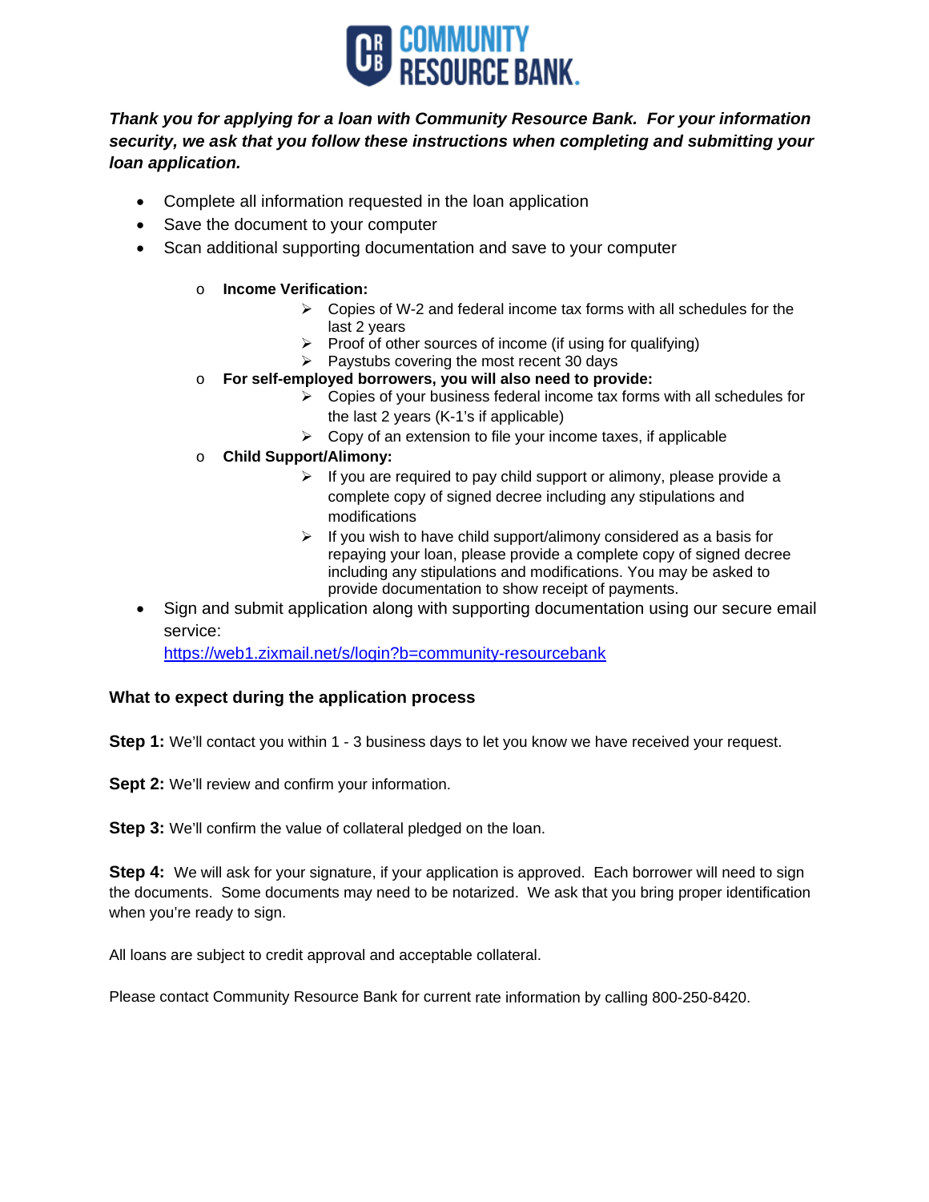COMMUNITY RESOURCE BANK.

***Thank you for applying for a loan with Community Resource Bank. For your information security, we ask that you follow these instructions when completing and submitting your loan application.***

- Complete all information requested in the loan application
- Save the document to your computer
- Scan additional supporting documentation and save to your computer
  - **Income Verification:**
    - Copies of W-2 and federal income tax forms with all schedules for the last 2 years
    - Proof of other sources of income (if using for qualifying)
    - Paystubs covering the most recent 30 days
  - **For self-employed borrowers, you will also need to provide:**
    - Copies of your business federal income tax forms with all schedules for the last 2 years (K-1's if applicable)
    - Copy of an extension to file your income taxes, if applicable
  - **Child Support/Alimony:**
    - If you are required to pay child support or alimony, please provide a complete copy of signed decree including any stipulations and modifications
    - If you wish to have child support/alimony considered as a basis for repaying your loan, please provide a complete copy of signed decree including any stipulations and modifications. You may be asked to provide documentation to show receipt of payments.
- Sign and submit application along with supporting documentation using our secure email service:
  https://web1.zixmail.net/s/login?b=community-resourcebank

**What to expect during the application process**

**Step 1:** We'll contact you within 1 - 3 business days to let you know we have received your request.

**Sept 2:** We'll review and confirm your information.

**Step 3:** We'll confirm the value of collateral pledged on the loan.

**Step 4:** We will ask for your signature, if your application is approved. Each borrower will need to sign the documents. Some documents may need to be notarized. We ask that you bring proper identification when you're ready to sign.

All loans are subject to credit approval and acceptable collateral.

Please contact Community Resource Bank for current rate information by calling 800-250-8420.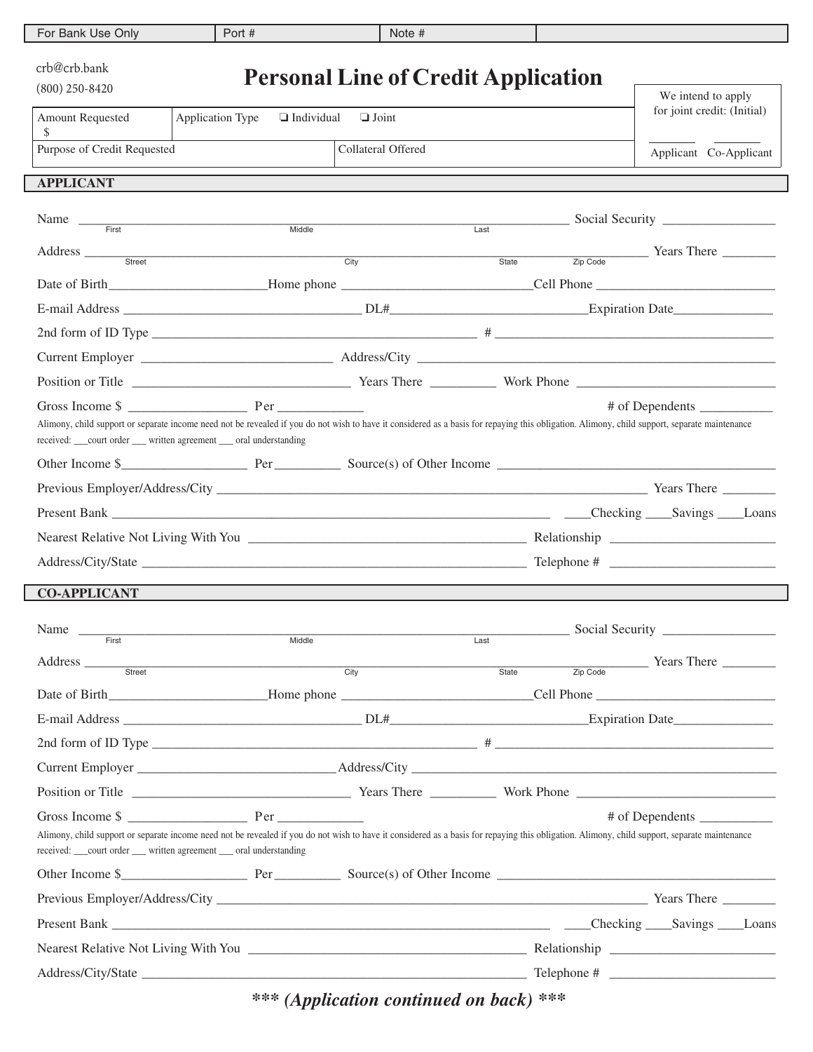| For Bank Use Only | Port # | Note # | |
|---|---|---|---|

crb@crb.bank
(800) 250-8420

# Personal Line of Credit Application

| Amount Requested $ | Application Type ❏ Individual ❏ Joint |
|---|---|
| Purpose of Credit Requested | Collateral Offered |

We intend to apply for joint credit: (Initial)

_______ _______
Applicant Co-Applicant

## APPLICANT

Name ________________________________________________ Social Security ______________
First Middle Last

Address ________________________________________________ Years There ________
Street City State Zip Code

Date of Birth______________________Home phone __________________________Cell Phone __________________________

E-mail Address __________________________________ DL#____________________________Expiration Date_______________

2nd form of ID Type _____________________________________________ # ________________________________________

Current Employer ___________________________ Address/City ______________________________________________________

Position or Title ________________________________ Years There _________ Work Phone ___________________________

Gross Income $ _________________ Per _____________ # of Dependents ___________

Alimony, child support or separate income need not be revealed if you do not wish to have it considered as a basis for repaying this obligation. Alimony, child support, separate maintenance received: ___court order ___ written agreement ___ oral understanding

Other Income $__________________ Per_________ Source(s) of Other Income ________________________________________

Previous Employer/Address/City __________________________________________________________ Years There ________

Present Bank ______________________________________________________________ ____Checking ____Savings ____Loans

Nearest Relative Not Living With You ________________________________________ Relationship ________________________

Address/City/State __________________________________________________________ Telephone # ________________________

## CO-APPLICANT

Name ________________________________________________ Social Security ______________
First Middle Last

Address ________________________________________________ Years There ________
Street City State Zip Code

Date of Birth______________________Home phone __________________________Cell Phone __________________________

E-mail Address __________________________________ DL#____________________________Expiration Date_______________

2nd form of ID Type _____________________________________________ # ________________________________________

Current Employer ____________________________Address/City ______________________________________________________

Position or Title ________________________________ Years There _________ Work Phone ___________________________

Gross Income $ _________________ Per _____________ # of Dependents ___________

Alimony, child support or separate income need not be revealed if you do not wish to have it considered as a basis for repaying this obligation. Alimony, child support, separate maintenance received: ___court order ___ written agreement ___ oral understanding

Other Income $__________________ Per_________ Source(s) of Other Income ________________________________________

Previous Employer/Address/City __________________________________________________________ Years There ________

Present Bank ______________________________________________________________ ____Checking ____Savings ____Loans

Nearest Relative Not Living With You ________________________________________ Relationship ________________________

Address/City/State __________________________________________________________ Telephone # ________________________

***\*\*\* (Application continued on back) \*\*\****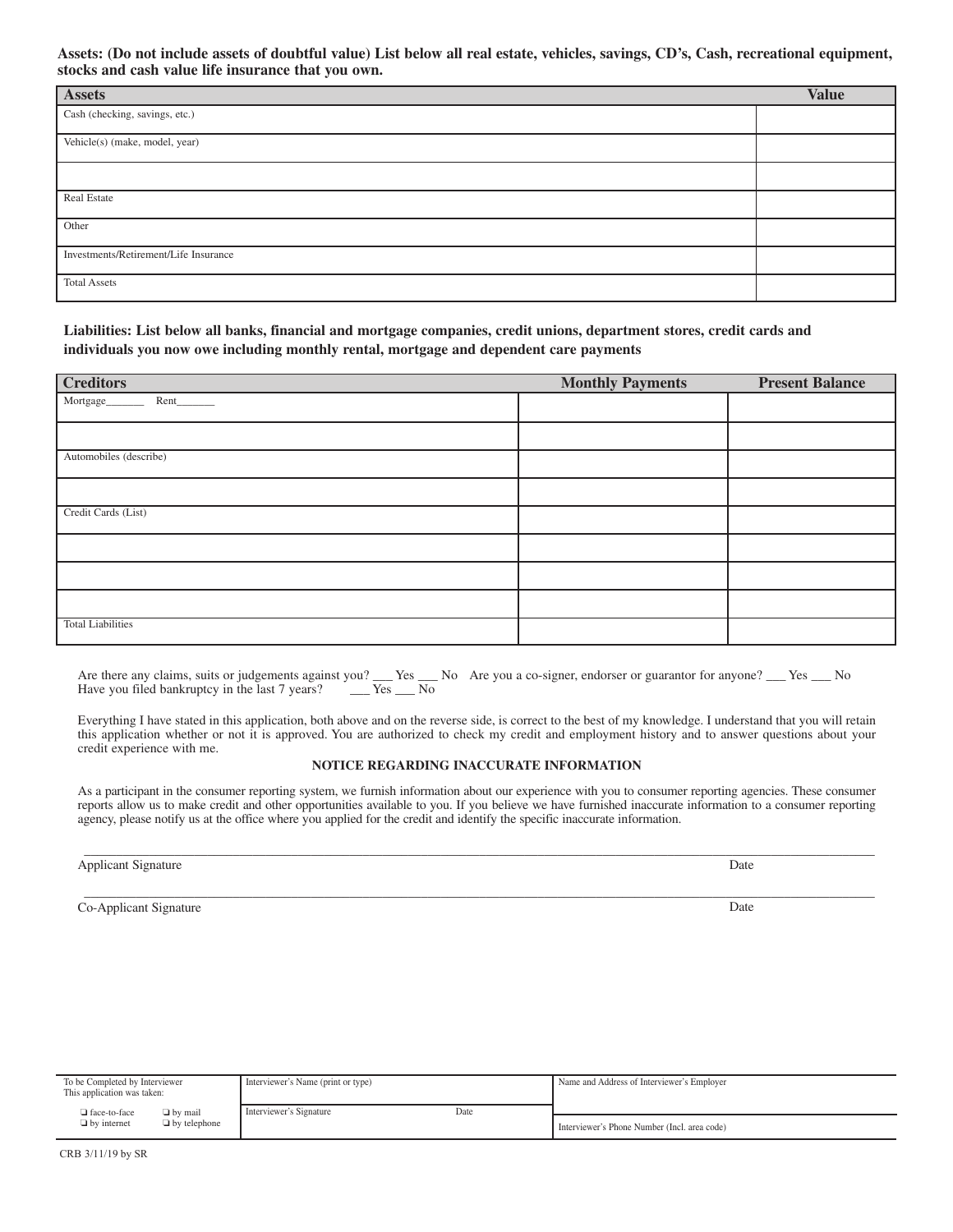**Assets: (Do not include assets of doubtful value) List below all real estate, vehicles, savings, CD's, Cash, recreational equipment, stocks and cash value life insurance that you own.**

| Assets | Value |
|---|---|
| Cash (checking, savings, etc.) | |
| Vehicle(s) (make, model, year) | |
| | |
| Real Estate | |
| Other | |
| Investments/Retirement/Life Insurance | |
| Total Assets | |

**Liabilities: List below all banks, financial and mortgage companies, credit unions, department stores, credit cards and individuals you now owe including monthly rental, mortgage and dependent care payments**

| Creditors | Monthly Payments | Present Balance |
|---|---|---|
| Mortgage_______ Rent_______ | | |
| | | |
| Automobiles (describe) | | |
| | | |
| Credit Cards (List) | | |
| | | |
| | | |
| | | |
| Total Liabilities | | |

Are there any claims, suits or judgements against you? ___ Yes ___ No   Are you a co-signer, endorser or guarantor for anyone? ___ Yes ___ No
Have you filed bankruptcy in the last 7 years? ___ Yes ___ No

Everything I have stated in this application, both above and on the reverse side, is correct to the best of my knowledge. I understand that you will retain this application whether or not it is approved. You are authorized to check my credit and employment history and to answer questions about your credit experience with me.

**NOTICE REGARDING INACCURATE INFORMATION**

As a participant in the consumer reporting system, we furnish information about our experience with you to consumer reporting agencies. These consumer reports allow us to make credit and other opportunities available to you. If you believe we have furnished inaccurate information to a consumer reporting agency, please notify us at the office where you applied for the credit and identify the specific inaccurate information.

_______________________________________________________________________________

Applicant Signature                                                                                Date

_______________________________________________________________________________

Co-Applicant Signature                                                                                Date

| To be Completed by Interviewer This application was taken: | Interviewer's Name (print or type) | Name and Address of Interviewer's Employer |
|---|---|---|
| ❑ face-to-face ❑ by mail ❑ by internet ❑ by telephone | Interviewer's Signature     Date | Interviewer's Phone Number (Incl. area code) |

CRB 3/11/19 by SR